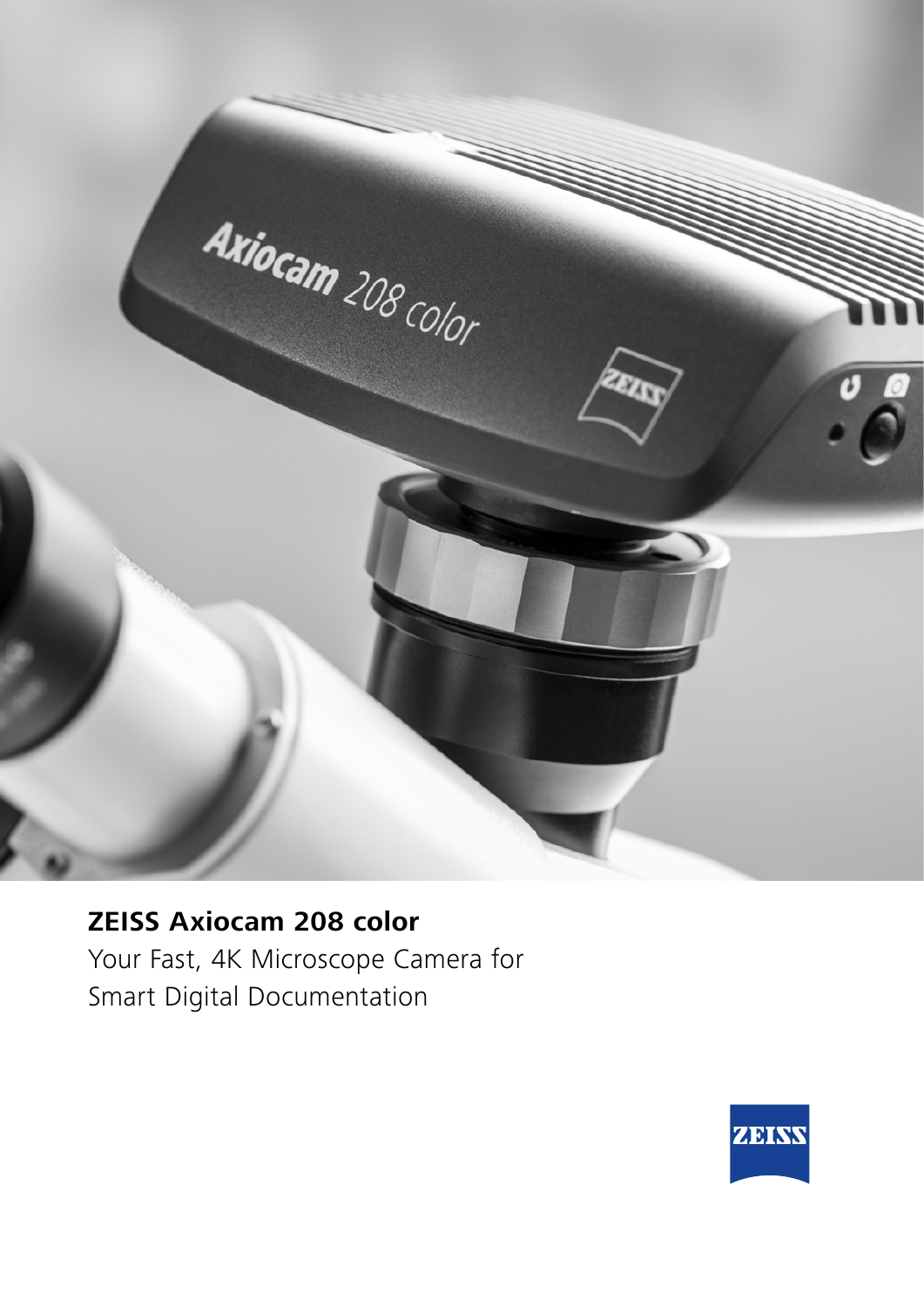# ZEISS Axiocam 208 color

Your Fast, 4K Microscope Camera for Smart Digital Documentation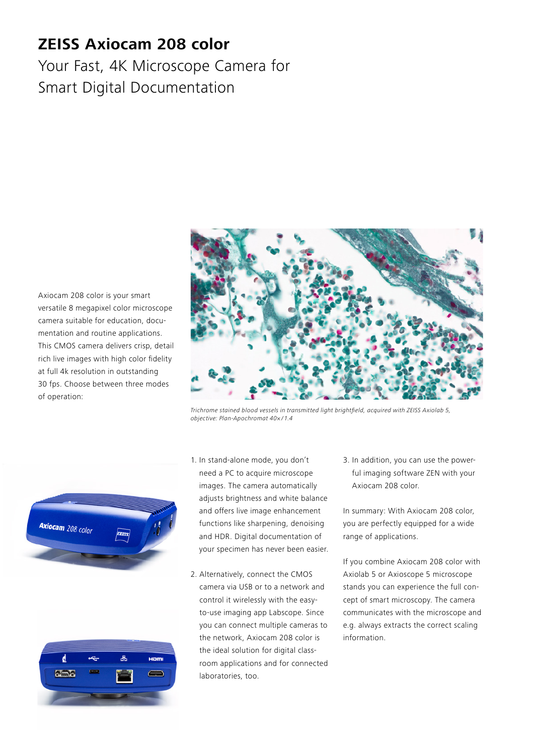# ZEISS Axiocam 208 color

## Your Fast, 4K Microscope Camera for Smart Digital Documentation

Axiocam 208 color is your smart versatile 8 megapixel color microscope camera suitable for education, documentation and routine applications. This CMOS camera delivers crisp, detail rich live images with high color fidelity at full 4k resolution in outstanding 30 fps. Choose between three modes of operation:

*Trichrome stained blood vessels in transmitted light brightfield, acquired with ZEISS Axiolab 5, objective: Plan-Apochromat 40×/1.4*

1. In stand-alone mode, you don't need a PC to acquire microscope images. The camera automatically adjusts brightness and white balance and offers live image enhancement functions like sharpening, denoising and HDR. Digital documentation of your specimen has never been easier.
2. Alternatively, connect the CMOS camera via USB or to a network and control it wirelessly with the easy-to-use imaging app Labscope. Since you can connect multiple cameras to the network, Axiocam 208 color is the ideal solution for digital classroom applications and for connected laboratories, too.
3. In addition, you can use the powerful imaging software ZEN with your Axiocam 208 color.

In summary: With Axiocam 208 color, you are perfectly equipped for a wide range of applications.

If you combine Axiocam 208 color with Axiolab 5 or Axioscope 5 microscope stands you can experience the full concept of smart microscopy. The camera communicates with the microscope and e.g. always extracts the correct scaling information.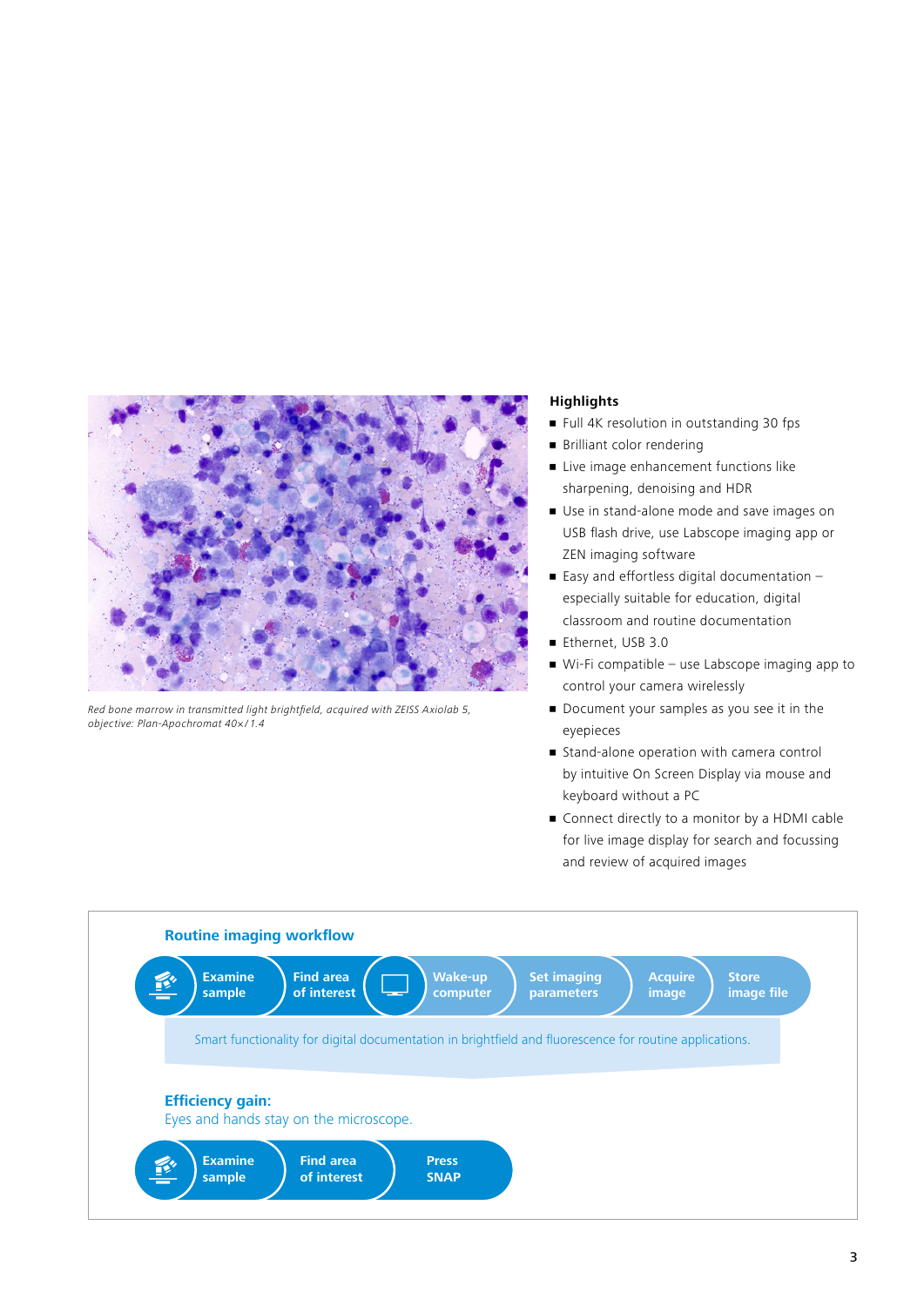*Red bone marrow in transmitted light brightfield, acquired with ZEISS Axiolab 5, objective: Plan-Apochromat 40×/1.4*

**Highlights**

- Full 4K resolution in outstanding 30 fps
- Brilliant color rendering
- Live image enhancement functions like sharpening, denoising and HDR
- Use in stand-alone mode and save images on USB flash drive, use Labscope imaging app or ZEN imaging software
- Easy and effortless digital documentation – especially suitable for education, digital classroom and routine documentation
- Ethernet, USB 3.0
- Wi-Fi compatible – use Labscope imaging app to control your camera wirelessly
- Document your samples as you see it in the eyepieces
- Stand-alone operation with camera control by intuitive On Screen Display via mouse and keyboard without a PC
- Connect directly to a monitor by a HDMI cable for live image display for search and focussing and review of acquired images

**Routine imaging workflow**

Examine sample → Find area of interest → Wake-up computer → Set imaging parameters → Acquire image → Store image file

Smart functionality for digital documentation in brightfield and fluorescence for routine applications.

**Efficiency gain:**
Eyes and hands stay on the microscope.

Examine sample → Find area of interest → Press SNAP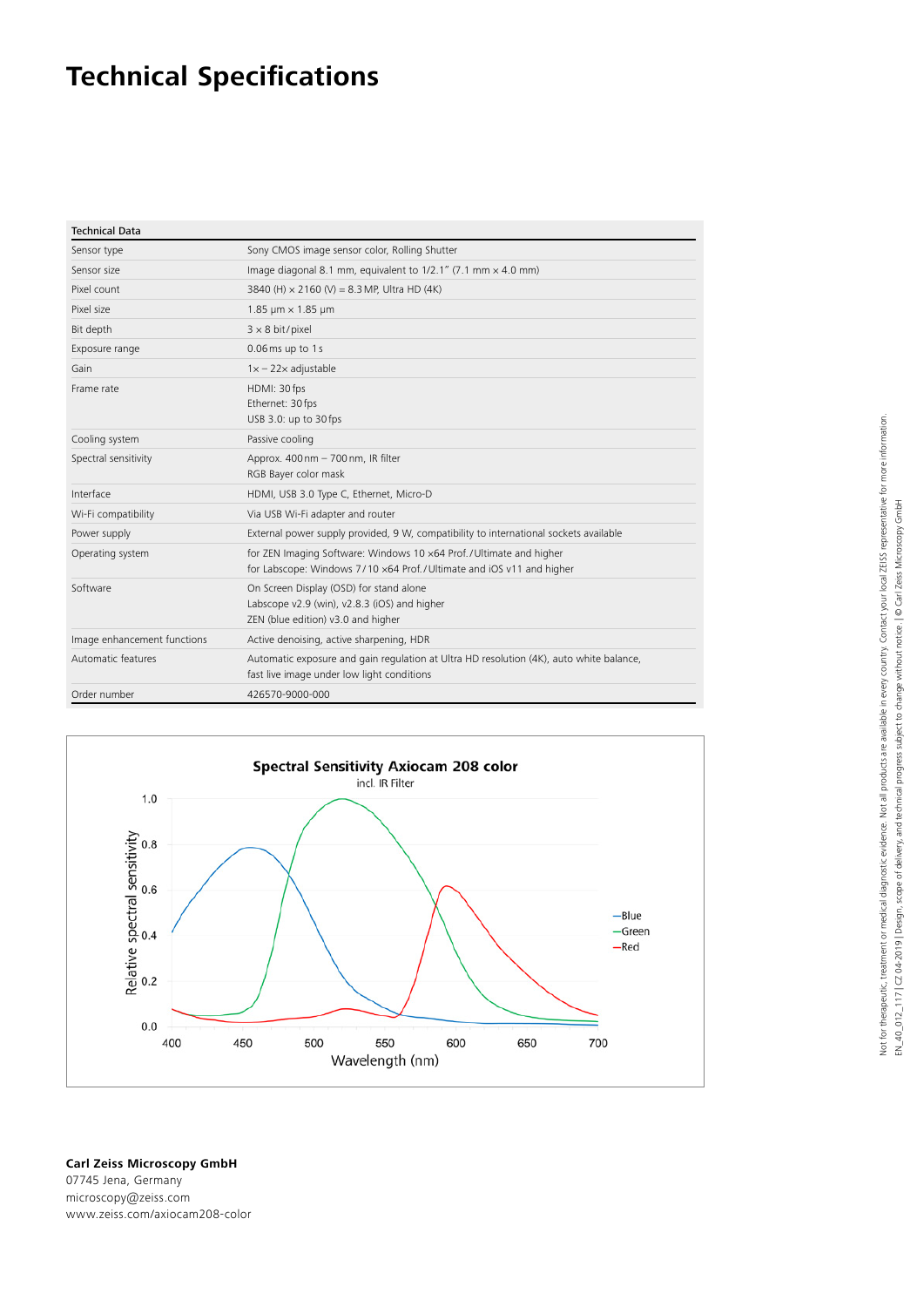# Technical Specifications

| Technical Data | |
|---|---|
| Sensor type | Sony CMOS image sensor color, Rolling Shutter |
| Sensor size | Image diagonal 8.1 mm, equivalent to 1/2.1" (7.1 mm × 4.0 mm) |
| Pixel count | 3840 (H) × 2160 (V) = 8.3 MP, Ultra HD (4K) |
| Pixel size | 1.85 µm × 1.85 µm |
| Bit depth | 3 × 8 bit/pixel |
| Exposure range | 0.06 ms up to 1 s |
| Gain | 1× – 22× adjustable |
| Frame rate | HDMI: 30 fps<br>Ethernet: 30 fps<br>USB 3.0: up to 30 fps |
| Cooling system | Passive cooling |
| Spectral sensitivity | Approx. 400 nm – 700 nm, IR filter<br>RGB Bayer color mask |
| Interface | HDMI, USB 3.0 Type C, Ethernet, Micro-D |
| Wi-Fi compatibility | Via USB Wi-Fi adapter and router |
| Power supply | External power supply provided, 9 W, compatibility to international sockets available |
| Operating system | for ZEN Imaging Software: Windows 10 ×64 Prof./Ultimate and higher<br>for Labscope: Windows 7/10 ×64 Prof./Ultimate and iOS v11 and higher |
| Software | On Screen Display (OSD) for stand alone<br>Labscope v2.9 (win), v2.8.3 (iOS) and higher<br>ZEN (blue edition) v3.0 and higher |
| Image enhancement functions | Active denoising, active sharpening, HDR |
| Automatic features | Automatic exposure and gain regulation at Ultra HD resolution (4K), auto white balance,<br>fast live image under low light conditions |
| Order number | 426570-9000-000 |

**Spectral Sensitivity Axiocam 208 color**

incl. IR Filter

Relative spectral sensitivity

1.0
0.8
0.6
0.4
0.2
0.0

400 450 500 550 600 650 700

Wavelength (nm)

Blue
Green
Red

**Carl Zeiss Microscopy GmbH**
07745 Jena, Germany
microscopy@zeiss.com
www.zeiss.com/axiocam208-color

Not for therapeutic, treatment or medical diagnostic evidence. Not all products are available in every country. Contact your local ZEISS representative for more information.
EN_40_012_117 | CZ 04-2019 | Design, scope of delivery, and technical progress subject to change without notice. | © Carl Zeiss Microscopy GmbH